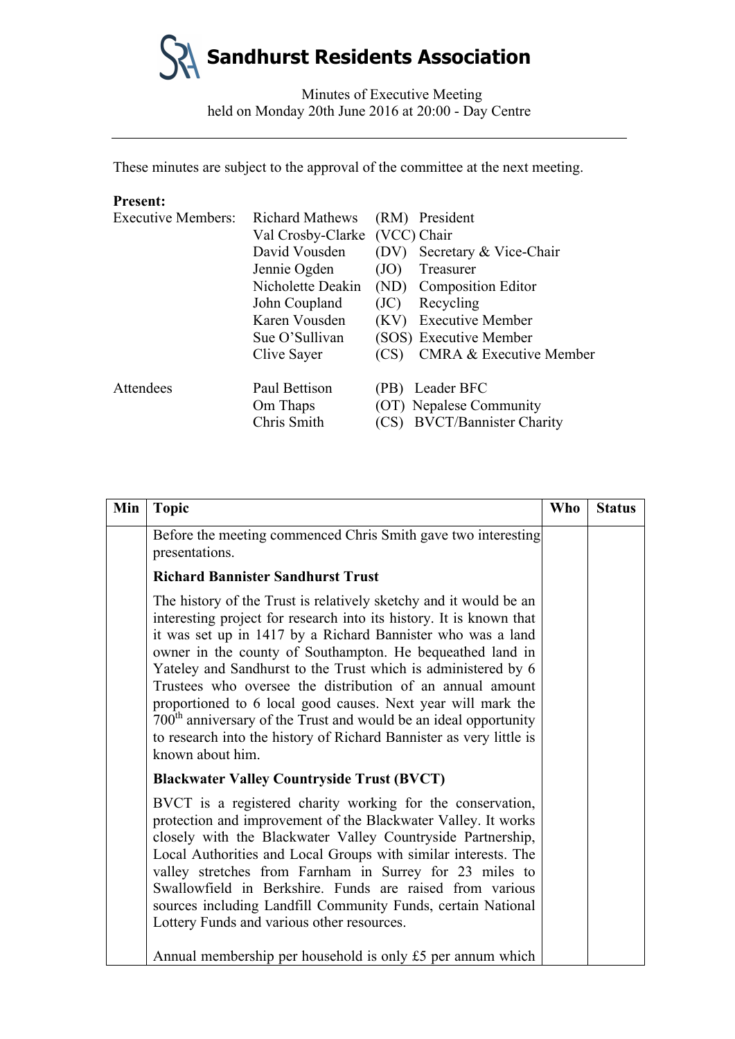# Sandhurst Residents Association

Minutes of Executive Meeting
held on Monday 20th June 2016 at 20:00 - Day Centre

---

These minutes are subject to the approval of the committee at the next meeting.

**Present:**

| | | | |
|---|---|---|---|
| Executive Members: | Richard Mathews | (RM) | President |
| | Val Crosby-Clarke | (VCC) | Chair |
| | David Vousden | (DV) | Secretary & Vice-Chair |
| | Jennie Ogden | (JO) | Treasurer |
| | Nicholette Deakin | (ND) | Composition Editor |
| | John Coupland | (JC) | Recycling |
| | Karen Vousden | (KV) | Executive Member |
| | Sue O'Sullivan | (SOS) | Executive Member |
| | Clive Sayer | (CS) | CMRA & Executive Member |
| Attendees | Paul Bettison | (PB) | Leader BFC |
| | Om Thaps | (OT) | Nepalese Community |
| | Chris Smith | (CS) | BVCT/Bannister Charity |

| Min | Topic | Who | Status |
|---|---|---|---|
| | Before the meeting commenced Chris Smith gave two interesting presentations. | | |
| | **Richard Bannister Sandhurst Trust** | | |
| | The history of the Trust is relatively sketchy and it would be an interesting project for research into its history. It is known that it was set up in 1417 by a Richard Bannister who was a land owner in the county of Southampton. He bequeathed land in Yateley and Sandhurst to the Trust which is administered by 6 Trustees who oversee the distribution of an annual amount proportioned to 6 local good causes. Next year will mark the 700th anniversary of the Trust and would be an ideal opportunity to research into the history of Richard Bannister as very little is known about him. | | |
| | **Blackwater Valley Countryside Trust (BVCT)** | | |
| | BVCT is a registered charity working for the conservation, protection and improvement of the Blackwater Valley. It works closely with the Blackwater Valley Countryside Partnership, Local Authorities and Local Groups with similar interests. The valley stretches from Farnham in Surrey for 23 miles to Swallowfield in Berkshire. Funds are raised from various sources including Landfill Community Funds, certain National Lottery Funds and various other resources. | | |
| | Annual membership per household is only £5 per annum which | | |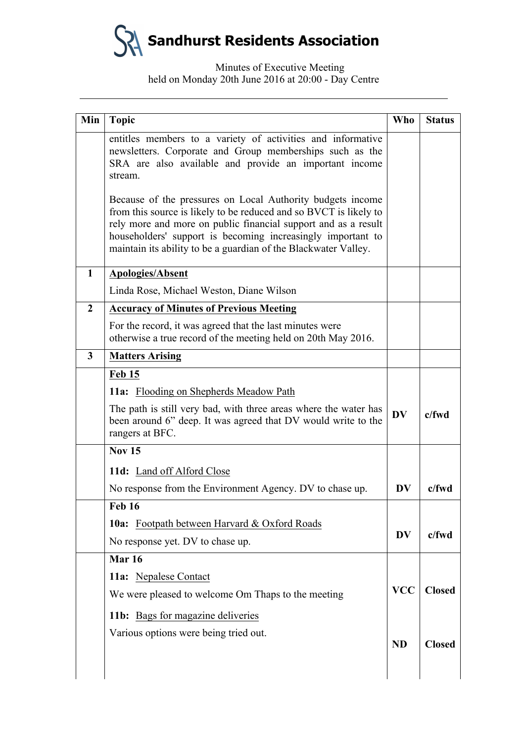# Sandhurst Residents Association

Minutes of Executive Meeting
held on Monday 20th June 2016 at 20:00 - Day Centre

| Min | Topic | Who | Status |
|---|---|---|---|
| | entitles members to a variety of activities and informative newsletters. Corporate and Group memberships such as the SRA are also available and provide an important income stream.<br><br>Because of the pressures on Local Authority budgets income from this source is likely to be reduced and so BVCT is likely to rely more and more on public financial support and as a result householders' support is becoming increasingly important to maintain its ability to be a guardian of the Blackwater Valley. | | |
| **1** | **Apologies/Absent**<br><br>Linda Rose, Michael Weston, Diane Wilson | | |
| **2** | **Accuracy of Minutes of Previous Meeting**<br><br>For the record, it was agreed that the last minutes were otherwise a true record of the meeting held on 20th May 2016. | | |
| **3** | **Matters Arising** | | |
| | **Feb 15**<br><br>**11a:** Flooding on Shepherds Meadow Path<br><br>The path is still very bad, with three areas where the water has been around 6" deep. It was agreed that DV would write to the rangers at BFC. | **DV** | **c/fwd** |
| | **Nov 15**<br><br>**11d:** Land off Alford Close<br><br>No response from the Environment Agency. DV to chase up. | **DV** | **c/fwd** |
| | **Feb 16**<br><br>**10a:** Footpath between Harvard & Oxford Roads<br><br>No response yet. DV to chase up. | **DV** | **c/fwd** |
| | **Mar 16**<br><br>**11a:** Nepalese Contact<br><br>We were pleased to welcome Om Thaps to the meeting | **VCC** | **Closed** |
| | **11b:** Bags for magazine deliveries<br><br>Various options were being tried out. | **ND** | **Closed** |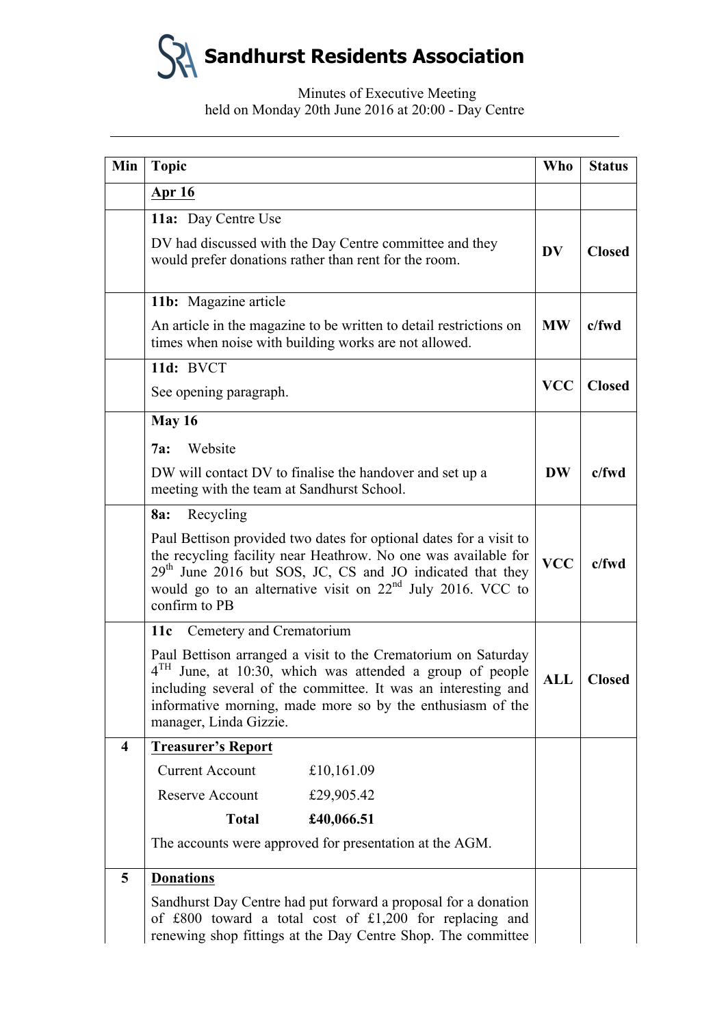# Sandhurst Residents Association

Minutes of Executive Meeting
held on Monday 20th June 2016 at 20:00 - Day Centre

---

| Min | Topic | Who | Status |
|---|---|---|---|
| | **Apr 16** | | |
| | **11a:** Day Centre Use<br><br>DV had discussed with the Day Centre committee and they would prefer donations rather than rent for the room. | **DV** | **Closed** |
| | **11b:** Magazine article<br><br>An article in the magazine to be written to detail restrictions on times when noise with building works are not allowed. | **MW** | **c/fwd** |
| | **11d:** BVCT<br><br>See opening paragraph. | **VCC** | **Closed** |
| | **May 16**<br><br>**7a:** Website<br><br>DW will contact DV to finalise the handover and set up a meeting with the team at Sandhurst School. | **DW** | **c/fwd** |
| | **8a:** Recycling<br><br>Paul Bettison provided two dates for optional dates for a visit to the recycling facility near Heathrow. No one was available for 29th June 2016 but SOS, JC, CS and JO indicated that they would go to an alternative visit on 22nd July 2016. VCC to confirm to PB | **VCC** | **c/fwd** |
| | **11c** Cemetery and Crematorium<br><br>Paul Bettison arranged a visit to the Crematorium on Saturday 4TH June, at 10:30, which was attended a group of people including several of the committee. It was an interesting and informative morning, made more so by the enthusiasm of the manager, Linda Gizzie. | **ALL** | **Closed** |
| **4** | **Treasurer's Report**<br><br>Current Account £10,161.09<br>Reserve Account £29,905.42<br>**Total** **£40,066.51**<br><br>The accounts were approved for presentation at the AGM. | | |
| **5** | **Donations**<br><br>Sandhurst Day Centre had put forward a proposal for a donation of £800 toward a total cost of £1,200 for replacing and renewing shop fittings at the Day Centre Shop. The committee | | |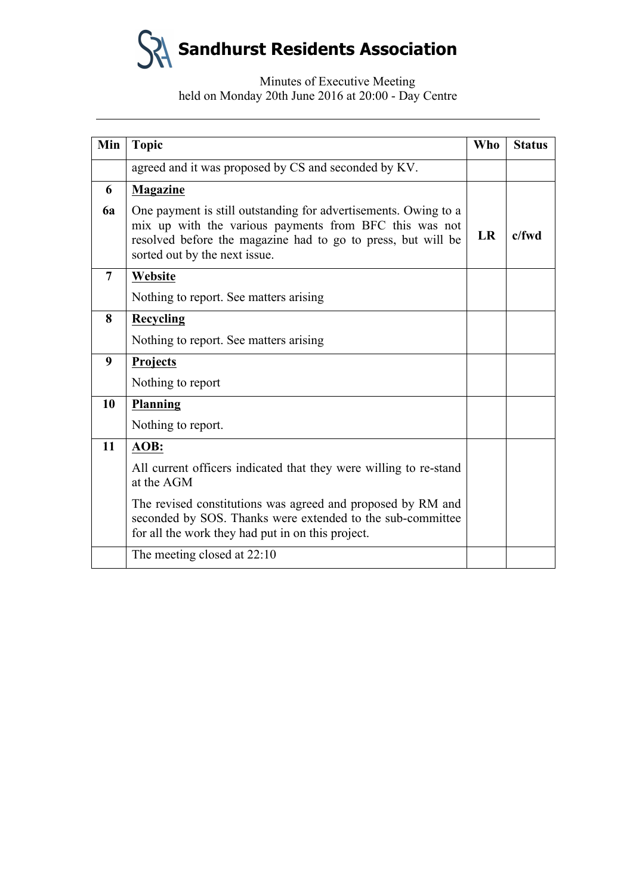# Sandhurst Residents Association

Minutes of Executive Meeting
held on Monday 20th June 2016 at 20:00 - Day Centre

| Min | Topic | Who | Status |
|---|---|---|---|
| | agreed and it was proposed by CS and seconded by KV. | | |
| 6 | **Magazine** | | |
| 6a | One payment is still outstanding for advertisements. Owing to a mix up with the various payments from BFC this was not resolved before the magazine had to go to press, but will be sorted out by the next issue. | **LR** | **c/fwd** |
| 7 | **Website**<br><br>Nothing to report. See matters arising | | |
| 8 | **Recycling**<br><br>Nothing to report. See matters arising | | |
| 9 | **Projects**<br><br>Nothing to report | | |
| 10 | **Planning**<br><br>Nothing to report. | | |
| 11 | **AOB:**<br><br>All current officers indicated that they were willing to re-stand at the AGM<br><br>The revised constitutions was agreed and proposed by RM and seconded by SOS. Thanks were extended to the sub-committee for all the work they had put in on this project. | | |
| | The meeting closed at 22:10 | | |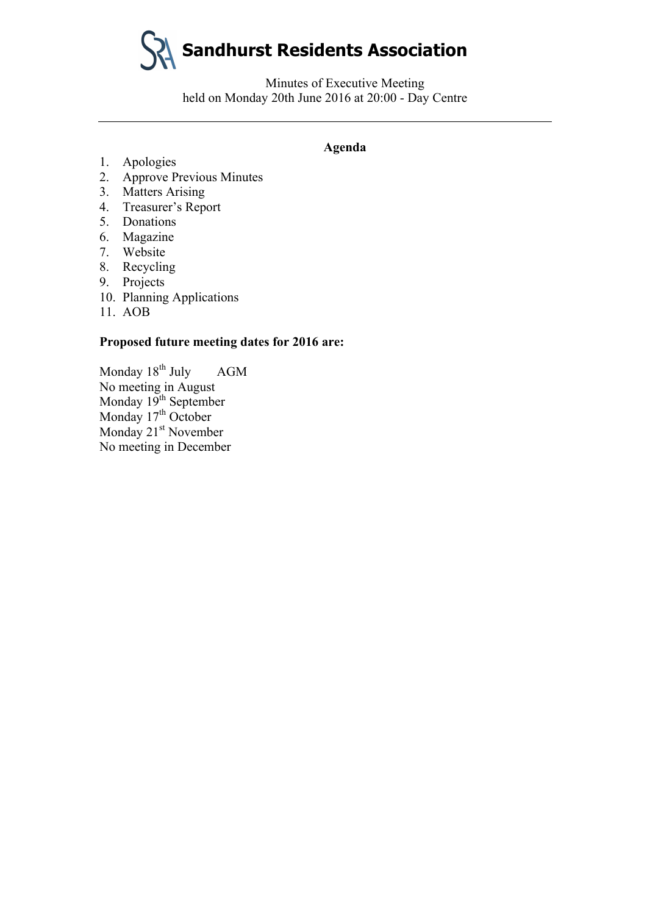# Sandhurst Residents Association

Minutes of Executive Meeting
held on Monday 20th June 2016 at 20:00 - Day Centre

---

## Agenda

1. Apologies
2. Approve Previous Minutes
3. Matters Arising
4. Treasurer's Report
5. Donations
6. Magazine
7. Website
8. Recycling
9. Projects
10. Planning Applications
11. AOB

**Proposed future meeting dates for 2016 are:**

Monday 18th July AGM
No meeting in August
Monday 19th September
Monday 17th October
Monday 21st November
No meeting in December